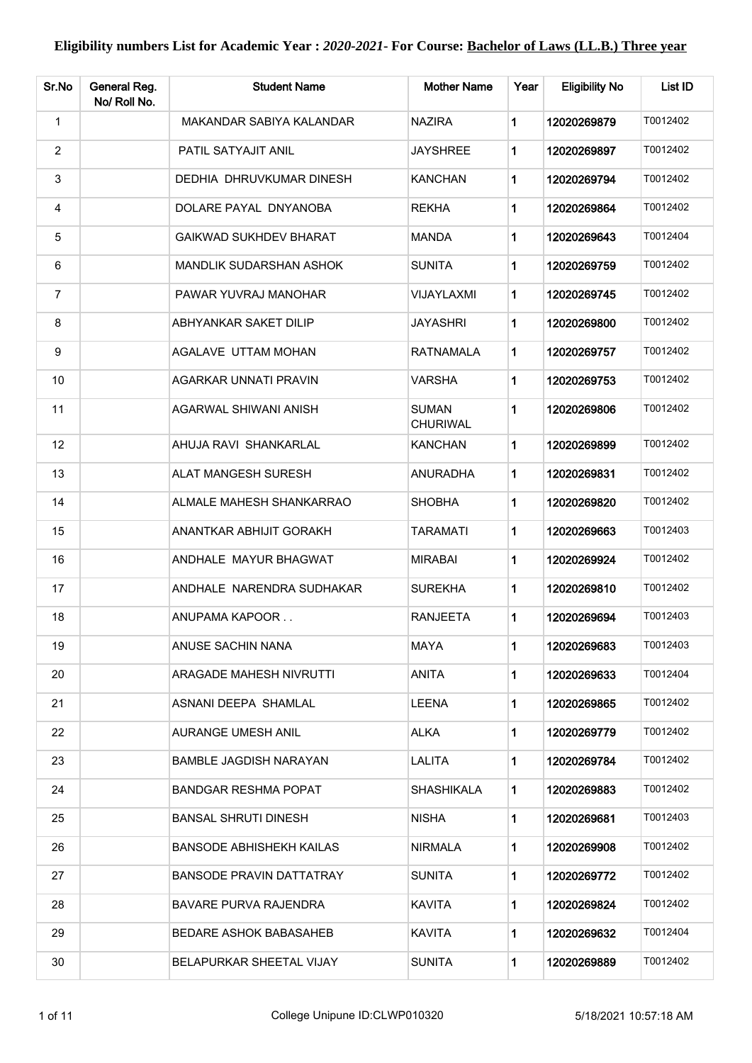**Eligibility numbers List for Academic Year : *2020-2021*- For Course: <u>Bachelor of Laws (LL.B.) Three year</u>**

| Sr.No | General Reg. No/ Roll No. | Student Name | Mother Name | Year | Eligibility No | List ID |
|---|---|---|---|---|---|---|
| 1 | | MAKANDAR SABIYA KALANDAR | NAZIRA | 1 | 12020269879 | T0012402 |
| 2 | | PATIL SATYAJIT ANIL | JAYSHREE | 1 | 12020269897 | T0012402 |
| 3 | | DEDHIA DHRUVKUMAR DINESH | KANCHAN | 1 | 12020269794 | T0012402 |
| 4 | | DOLARE PAYAL DNYANOBA | REKHA | 1 | 12020269864 | T0012402 |
| 5 | | GAIKWAD SUKHDEV BHARAT | MANDA | 1 | 12020269643 | T0012404 |
| 6 | | MANDLIK SUDARSHAN ASHOK | SUNITA | 1 | 12020269759 | T0012402 |
| 7 | | PAWAR YUVRAJ MANOHAR | VIJAYLAXMI | 1 | 12020269745 | T0012402 |
| 8 | | ABHYANKAR SAKET DILIP | JAYASHRI | 1 | 12020269800 | T0012402 |
| 9 | | AGALAVE UTTAM MOHAN | RATNAMALA | 1 | 12020269757 | T0012402 |
| 10 | | AGARKAR UNNATI PRAVIN | VARSHA | 1 | 12020269753 | T0012402 |
| 11 | | AGARWAL SHIWANI ANISH | SUMAN CHURIWAL | 1 | 12020269806 | T0012402 |
| 12 | | AHUJA RAVI SHANKARLAL | KANCHAN | 1 | 12020269899 | T0012402 |
| 13 | | ALAT MANGESH SURESH | ANURADHA | 1 | 12020269831 | T0012402 |
| 14 | | ALMALE MAHESH SHANKARRAO | SHOBHA | 1 | 12020269820 | T0012402 |
| 15 | | ANANTKAR ABHIJIT GORAKH | TARAMATI | 1 | 12020269663 | T0012403 |
| 16 | | ANDHALE MAYUR BHAGWAT | MIRABAI | 1 | 12020269924 | T0012402 |
| 17 | | ANDHALE NARENDRA SUDHAKAR | SUREKHA | 1 | 12020269810 | T0012402 |
| 18 | | ANUPAMA KAPOOR . . | RANJEETA | 1 | 12020269694 | T0012403 |
| 19 | | ANUSE SACHIN NANA | MAYA | 1 | 12020269683 | T0012403 |
| 20 | | ARAGADE MAHESH NIVRUTTI | ANITA | 1 | 12020269633 | T0012404 |
| 21 | | ASNANI DEEPA SHAMLAL | LEENA | 1 | 12020269865 | T0012402 |
| 22 | | AURANGE UMESH ANIL | ALKA | 1 | 12020269779 | T0012402 |
| 23 | | BAMBLE JAGDISH NARAYAN | LALITA | 1 | 12020269784 | T0012402 |
| 24 | | BANDGAR RESHMA POPAT | SHASHIKALA | 1 | 12020269883 | T0012402 |
| 25 | | BANSAL SHRUTI DINESH | NISHA | 1 | 12020269681 | T0012403 |
| 26 | | BANSODE ABHISHEKH KAILAS | NIRMALA | 1 | 12020269908 | T0012402 |
| 27 | | BANSODE PRAVIN DATTATRAY | SUNITA | 1 | 12020269772 | T0012402 |
| 28 | | BAVARE PURVA RAJENDRA | KAVITA | 1 | 12020269824 | T0012402 |
| 29 | | BEDARE ASHOK BABASAHEB | KAVITA | 1 | 12020269632 | T0012404 |
| 30 | | BELAPURKAR SHEETAL VIJAY | SUNITA | 1 | 12020269889 | T0012402 |

College Unipune ID:CLWP010320 5/18/2021 10:57:18 AM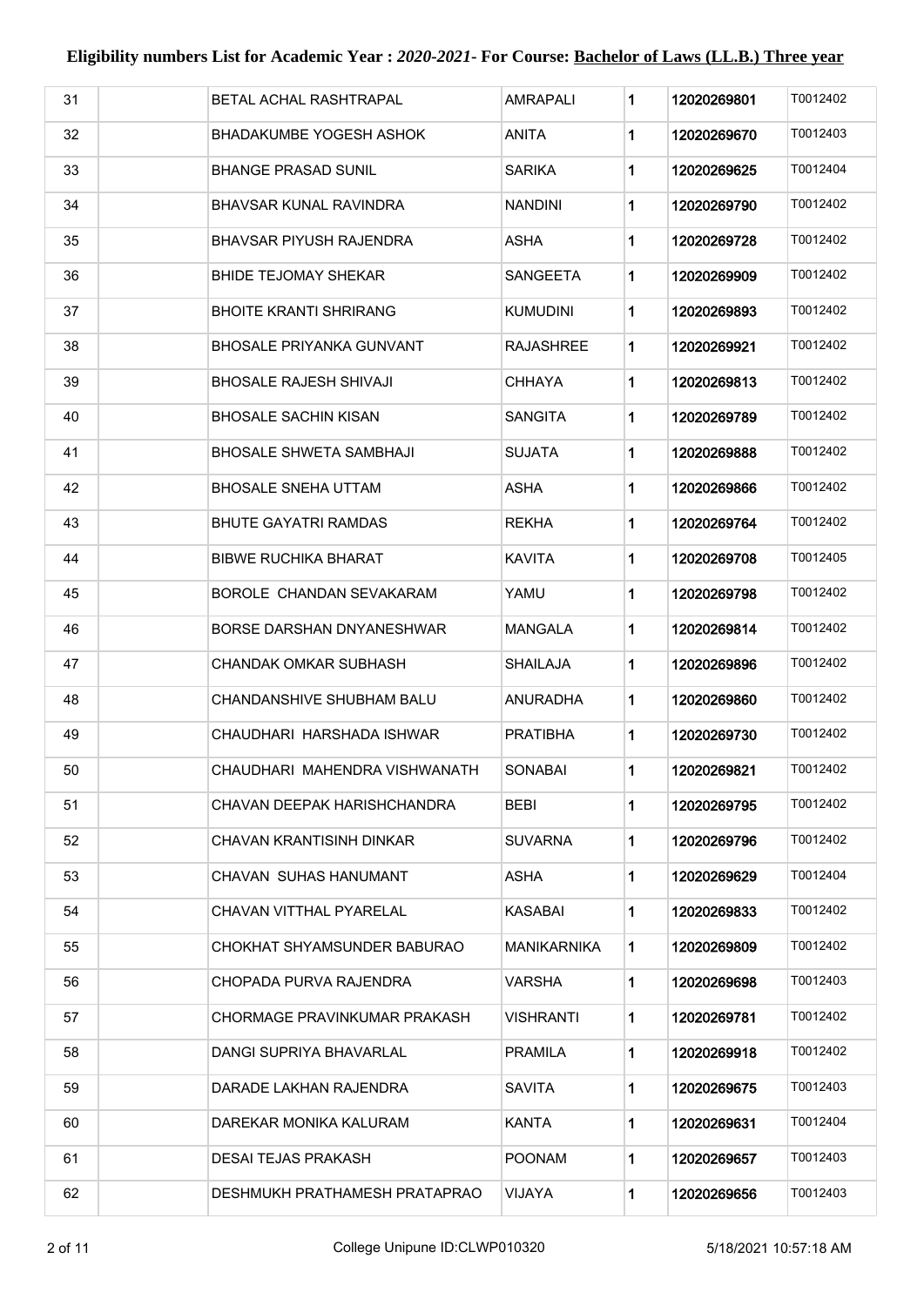# Eligibility numbers List for Academic Year : *2020-2021*- For Course: Bachelor of Laws (LL.B.) Three year

| | | | | | | |
|---|---|---|---|---|---|---|
| 31 | | BETAL ACHAL RASHTRAPAL | AMRAPALI | 1 | 12020269801 | T0012402 |
| 32 | | BHADAKUMBE YOGESH ASHOK | ANITA | 1 | 12020269670 | T0012403 |
| 33 | | BHANGE PRASAD SUNIL | SARIKA | 1 | 12020269625 | T0012404 |
| 34 | | BHAVSAR KUNAL RAVINDRA | NANDINI | 1 | 12020269790 | T0012402 |
| 35 | | BHAVSAR PIYUSH RAJENDRA | ASHA | 1 | 12020269728 | T0012402 |
| 36 | | BHIDE TEJOMAY SHEKAR | SANGEETA | 1 | 12020269909 | T0012402 |
| 37 | | BHOITE KRANTI SHRIRANG | KUMUDINI | 1 | 12020269893 | T0012402 |
| 38 | | BHOSALE PRIYANKA GUNVANT | RAJASHREE | 1 | 12020269921 | T0012402 |
| 39 | | BHOSALE RAJESH SHIVAJI | CHHAYA | 1 | 12020269813 | T0012402 |
| 40 | | BHOSALE SACHIN KISAN | SANGITA | 1 | 12020269789 | T0012402 |
| 41 | | BHOSALE SHWETA SAMBHAJI | SUJATA | 1 | 12020269888 | T0012402 |
| 42 | | BHOSALE SNEHA UTTAM | ASHA | 1 | 12020269866 | T0012402 |
| 43 | | BHUTE GAYATRI RAMDAS | REKHA | 1 | 12020269764 | T0012402 |
| 44 | | BIBWE RUCHIKA BHARAT | KAVITA | 1 | 12020269708 | T0012405 |
| 45 | | BOROLE CHANDAN SEVAKARAM | YAMU | 1 | 12020269798 | T0012402 |
| 46 | | BORSE DARSHAN DNYANESHWAR | MANGALA | 1 | 12020269814 | T0012402 |
| 47 | | CHANDAK OMKAR SUBHASH | SHAILAJA | 1 | 12020269896 | T0012402 |
| 48 | | CHANDANSHIVE SHUBHAM BALU | ANURADHA | 1 | 12020269860 | T0012402 |
| 49 | | CHAUDHARI HARSHADA ISHWAR | PRATIBHA | 1 | 12020269730 | T0012402 |
| 50 | | CHAUDHARI MAHENDRA VISHWANATH | SONABAI | 1 | 12020269821 | T0012402 |
| 51 | | CHAVAN DEEPAK HARISHCHANDRA | BEBI | 1 | 12020269795 | T0012402 |
| 52 | | CHAVAN KRANTISINH DINKAR | SUVARNA | 1 | 12020269796 | T0012402 |
| 53 | | CHAVAN SUHAS HANUMANT | ASHA | 1 | 12020269629 | T0012404 |
| 54 | | CHAVAN VITTHAL PYARELAL | KASABAI | 1 | 12020269833 | T0012402 |
| 55 | | CHOKHAT SHYAMSUNDER BABURAO | MANIKARNIKA | 1 | 12020269809 | T0012402 |
| 56 | | CHOPADA PURVA RAJENDRA | VARSHA | 1 | 12020269698 | T0012403 |
| 57 | | CHORMAGE PRAVINKUMAR PRAKASH | VISHRANTI | 1 | 12020269781 | T0012402 |
| 58 | | DANGI SUPRIYA BHAVARLAL | PRAMILA | 1 | 12020269918 | T0012402 |
| 59 | | DARADE LAKHAN RAJENDRA | SAVITA | 1 | 12020269675 | T0012403 |
| 60 | | DAREKAR MONIKA KALURAM | KANTA | 1 | 12020269631 | T0012404 |
| 61 | | DESAI TEJAS PRAKASH | POONAM | 1 | 12020269657 | T0012403 |
| 62 | | DESHMUKH PRATHAMESH PRATAPRAO | VIJAYA | 1 | 12020269656 | T0012403 |

College Unipune ID:CLWP010320 5/18/2021 10:57:18 AM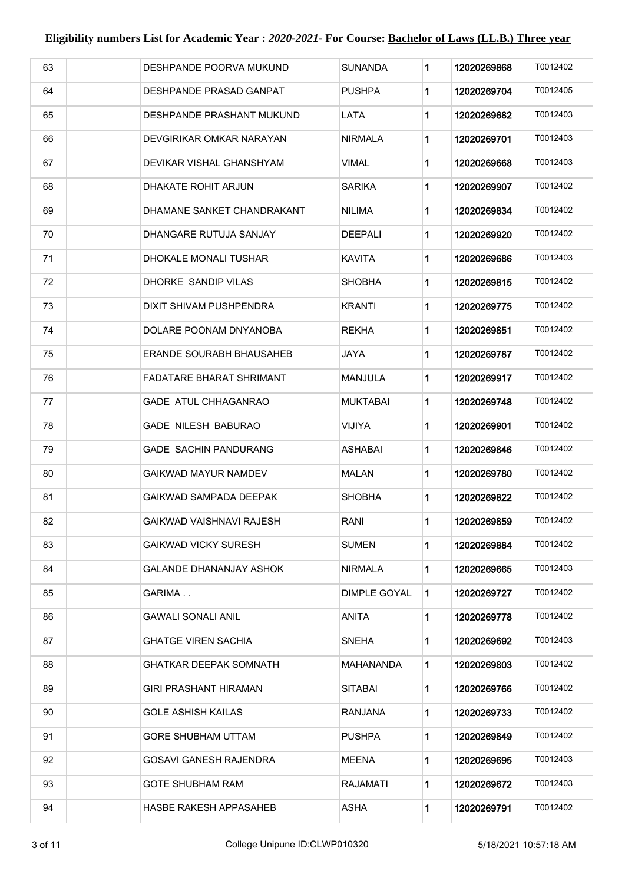# Eligibility numbers List for Academic Year : *2020-2021*- For Course: Bachelor of Laws (LL.B.) Three year

| | | | | | | |
|---|---|---|---|---|---|---|
| 63 | | DESHPANDE POORVA MUKUND | SUNANDA | 1 | 12020269868 | T0012402 |
| 64 | | DESHPANDE PRASAD GANPAT | PUSHPA | 1 | 12020269704 | T0012405 |
| 65 | | DESHPANDE PRASHANT MUKUND | LATA | 1 | 12020269682 | T0012403 |
| 66 | | DEVGIRIKAR OMKAR NARAYAN | NIRMALA | 1 | 12020269701 | T0012403 |
| 67 | | DEVIKAR VISHAL GHANSHYAM | VIMAL | 1 | 12020269668 | T0012403 |
| 68 | | DHAKATE ROHIT ARJUN | SARIKA | 1 | 12020269907 | T0012402 |
| 69 | | DHAMANE SANKET CHANDRAKANT | NILIMA | 1 | 12020269834 | T0012402 |
| 70 | | DHANGARE RUTUJA SANJAY | DEEPALI | 1 | 12020269920 | T0012402 |
| 71 | | DHOKALE MONALI TUSHAR | KAVITA | 1 | 12020269686 | T0012403 |
| 72 | | DHORKE SANDIP VILAS | SHOBHA | 1 | 12020269815 | T0012402 |
| 73 | | DIXIT SHIVAM PUSHPENDRA | KRANTI | 1 | 12020269775 | T0012402 |
| 74 | | DOLARE POONAM DNYANOBA | REKHA | 1 | 12020269851 | T0012402 |
| 75 | | ERANDE SOURABH BHAUSAHEB | JAYA | 1 | 12020269787 | T0012402 |
| 76 | | FADATARE BHARAT SHRIMANT | MANJULA | 1 | 12020269917 | T0012402 |
| 77 | | GADE ATUL CHHAGANRAO | MUKTABAI | 1 | 12020269748 | T0012402 |
| 78 | | GADE NILESH BABURAO | VIJIYA | 1 | 12020269901 | T0012402 |
| 79 | | GADE SACHIN PANDURANG | ASHABAI | 1 | 12020269846 | T0012402 |
| 80 | | GAIKWAD MAYUR NAMDEV | MALAN | 1 | 12020269780 | T0012402 |
| 81 | | GAIKWAD SAMPADA DEEPAK | SHOBHA | 1 | 12020269822 | T0012402 |
| 82 | | GAIKWAD VAISHNAVI RAJESH | RANI | 1 | 12020269859 | T0012402 |
| 83 | | GAIKWAD VICKY SURESH | SUMEN | 1 | 12020269884 | T0012402 |
| 84 | | GALANDE DHANANJAY ASHOK | NIRMALA | 1 | 12020269665 | T0012403 |
| 85 | | GARIMA . . | DIMPLE GOYAL | 1 | 12020269727 | T0012402 |
| 86 | | GAWALI SONALI ANIL | ANITA | 1 | 12020269778 | T0012402 |
| 87 | | GHATGE VIREN SACHIA | SNEHA | 1 | 12020269692 | T0012403 |
| 88 | | GHATKAR DEEPAK SOMNATH | MAHANANDA | 1 | 12020269803 | T0012402 |
| 89 | | GIRI PRASHANT HIRAMAN | SITABAI | 1 | 12020269766 | T0012402 |
| 90 | | GOLE ASHISH KAILAS | RANJANA | 1 | 12020269733 | T0012402 |
| 91 | | GORE SHUBHAM UTTAM | PUSHPA | 1 | 12020269849 | T0012402 |
| 92 | | GOSAVI GANESH RAJENDRA | MEENA | 1 | 12020269695 | T0012403 |
| 93 | | GOTE SHUBHAM RAM | RAJAMATI | 1 | 12020269672 | T0012403 |
| 94 | | HASBE RAKESH APPASAHEB | ASHA | 1 | 12020269791 | T0012402 |

College Unipune ID:CLWP010320 5/18/2021 10:57:18 AM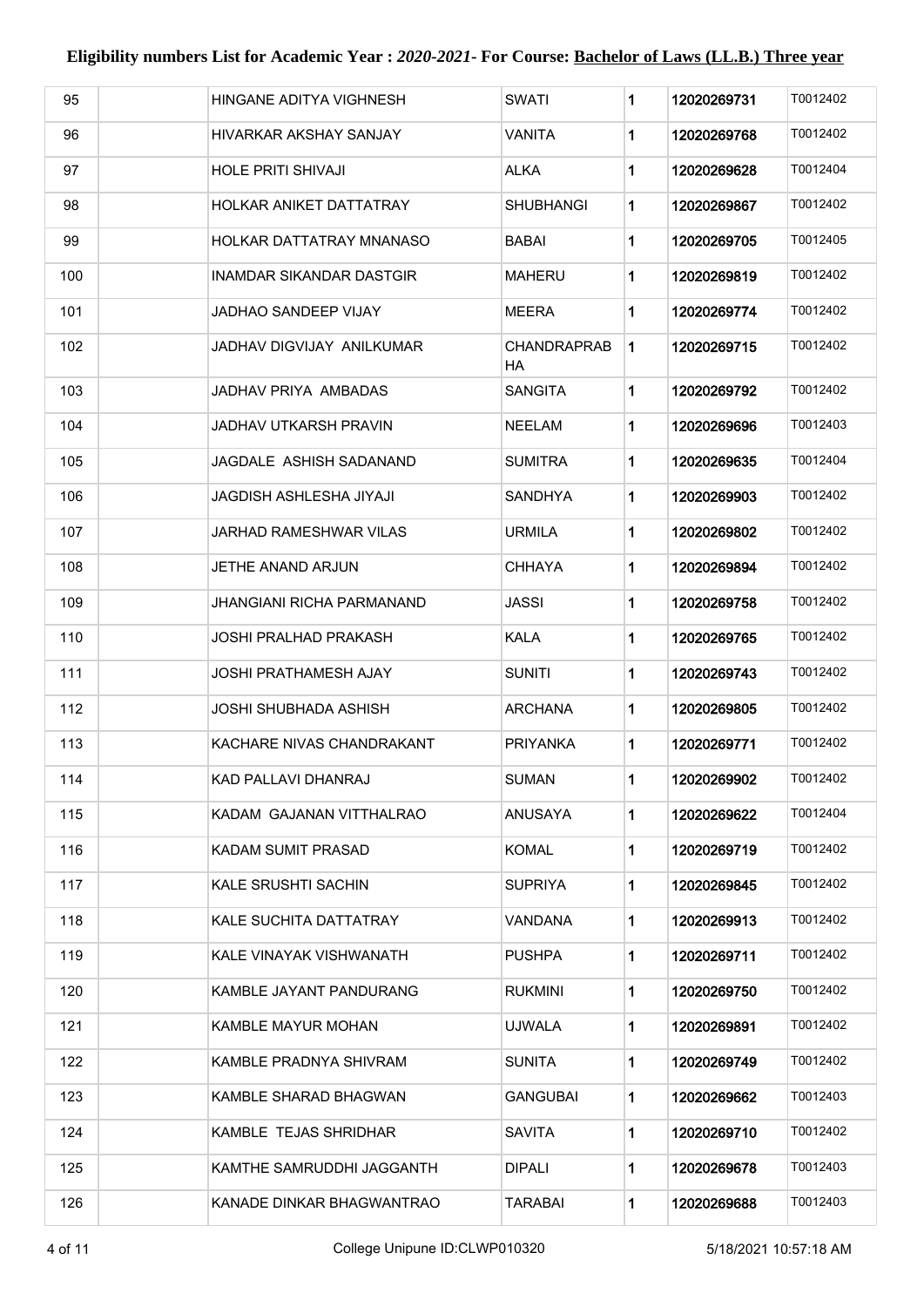# Eligibility numbers List for Academic Year : *2020-2021*- For Course: Bachelor of Laws (LL.B.) Three year

| | | | | | | |
|---|---|---|---|---|---|---|
| 95 | | HINGANE ADITYA VIGHNESH | SWATI | 1 | 12020269731 | T0012402 |
| 96 | | HIVARKAR AKSHAY SANJAY | VANITA | 1 | 12020269768 | T0012402 |
| 97 | | HOLE PRITI SHIVAJI | ALKA | 1 | 12020269628 | T0012404 |
| 98 | | HOLKAR ANIKET DATTATRAY | SHUBHANGI | 1 | 12020269867 | T0012402 |
| 99 | | HOLKAR DATTATRAY MNANASO | BABAI | 1 | 12020269705 | T0012405 |
| 100 | | INAMDAR SIKANDAR DASTGIR | MAHERU | 1 | 12020269819 | T0012402 |
| 101 | | JADHAO SANDEEP VIJAY | MEERA | 1 | 12020269774 | T0012402 |
| 102 | | JADHAV DIGVIJAY ANILKUMAR | CHANDRAPRABHA | 1 | 12020269715 | T0012402 |
| 103 | | JADHAV PRIYA AMBADAS | SANGITA | 1 | 12020269792 | T0012402 |
| 104 | | JADHAV UTKARSH PRAVIN | NEELAM | 1 | 12020269696 | T0012403 |
| 105 | | JAGDALE ASHISH SADANAND | SUMITRA | 1 | 12020269635 | T0012404 |
| 106 | | JAGDISH ASHLESHA JIYAJI | SANDHYA | 1 | 12020269903 | T0012402 |
| 107 | | JARHAD RAMESHWAR VILAS | URMILA | 1 | 12020269802 | T0012402 |
| 108 | | JETHE ANAND ARJUN | CHHAYA | 1 | 12020269894 | T0012402 |
| 109 | | JHANGIANI RICHA PARMANAND | JASSI | 1 | 12020269758 | T0012402 |
| 110 | | JOSHI PRALHAD PRAKASH | KALA | 1 | 12020269765 | T0012402 |
| 111 | | JOSHI PRATHAMESH AJAY | SUNITI | 1 | 12020269743 | T0012402 |
| 112 | | JOSHI SHUBHADA ASHISH | ARCHANA | 1 | 12020269805 | T0012402 |
| 113 | | KACHARE NIVAS CHANDRAKANT | PRIYANKA | 1 | 12020269771 | T0012402 |
| 114 | | KAD PALLAVI DHANRAJ | SUMAN | 1 | 12020269902 | T0012402 |
| 115 | | KADAM GAJANAN VITTHALRAO | ANUSAYA | 1 | 12020269622 | T0012404 |
| 116 | | KADAM SUMIT PRASAD | KOMAL | 1 | 12020269719 | T0012402 |
| 117 | | KALE SRUSHTI SACHIN | SUPRIYA | 1 | 12020269845 | T0012402 |
| 118 | | KALE SUCHITA DATTATRAY | VANDANA | 1 | 12020269913 | T0012402 |
| 119 | | KALE VINAYAK VISHWANATH | PUSHPA | 1 | 12020269711 | T0012402 |
| 120 | | KAMBLE JAYANT PANDURANG | RUKMINI | 1 | 12020269750 | T0012402 |
| 121 | | KAMBLE MAYUR MOHAN | UJWALA | 1 | 12020269891 | T0012402 |
| 122 | | KAMBLE PRADNYA SHIVRAM | SUNITA | 1 | 12020269749 | T0012402 |
| 123 | | KAMBLE SHARAD BHAGWAN | GANGUBAI | 1 | 12020269662 | T0012403 |
| 124 | | KAMBLE TEJAS SHRIDHAR | SAVITA | 1 | 12020269710 | T0012402 |
| 125 | | KAMTHE SAMRUDDHI JAGGANTH | DIPALI | 1 | 12020269678 | T0012403 |
| 126 | | KANADE DINKAR BHAGWANTRAO | TARABAI | 1 | 12020269688 | T0012403 |

College Unipune ID:CLWP010320 5/18/2021 10:57:18 AM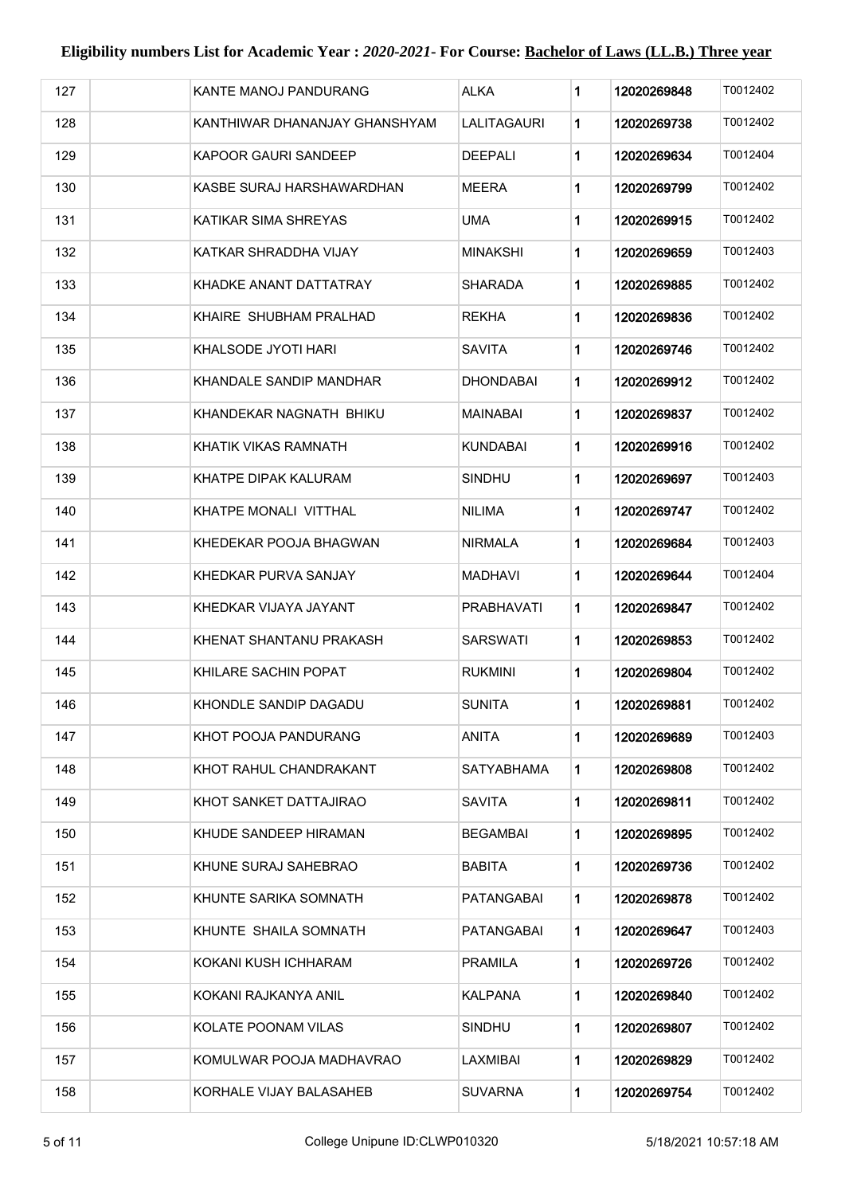# Eligibility numbers List for Academic Year : *2020-2021*- For Course: Bachelor of Laws (LL.B.) Three year

| | | | | | | |
|---|---|---|---|---|---|---|
| 127 | | KANTE MANOJ PANDURANG | ALKA | 1 | 12020269848 | T0012402 |
| 128 | | KANTHIWAR DHANANJAY GHANSHYAM | LALITAGAURI | 1 | 12020269738 | T0012402 |
| 129 | | KAPOOR GAURI SANDEEP | DEEPALI | 1 | 12020269634 | T0012404 |
| 130 | | KASBE SURAJ HARSHAWARDHAN | MEERA | 1 | 12020269799 | T0012402 |
| 131 | | KATIKAR SIMA SHREYAS | UMA | 1 | 12020269915 | T0012402 |
| 132 | | KATKAR SHRADDHA VIJAY | MINAKSHI | 1 | 12020269659 | T0012403 |
| 133 | | KHADKE ANANT DATTATRAY | SHARADA | 1 | 12020269885 | T0012402 |
| 134 | | KHAIRE SHUBHAM PRALHAD | REKHA | 1 | 12020269836 | T0012402 |
| 135 | | KHALSODE JYOTI HARI | SAVITA | 1 | 12020269746 | T0012402 |
| 136 | | KHANDALE SANDIP MANDHAR | DHONDABAI | 1 | 12020269912 | T0012402 |
| 137 | | KHANDEKAR NAGNATH BHIKU | MAINABAI | 1 | 12020269837 | T0012402 |
| 138 | | KHATIK VIKAS RAMNATH | KUNDABAI | 1 | 12020269916 | T0012402 |
| 139 | | KHATPE DIPAK KALURAM | SINDHU | 1 | 12020269697 | T0012403 |
| 140 | | KHATPE MONALI VITTHAL | NILIMA | 1 | 12020269747 | T0012402 |
| 141 | | KHEDEKAR POOJA BHAGWAN | NIRMALA | 1 | 12020269684 | T0012403 |
| 142 | | KHEDKAR PURVA SANJAY | MADHAVI | 1 | 12020269644 | T0012404 |
| 143 | | KHEDKAR VIJAYA JAYANT | PRABHAVATI | 1 | 12020269847 | T0012402 |
| 144 | | KHENAT SHANTANU PRAKASH | SARSWATI | 1 | 12020269853 | T0012402 |
| 145 | | KHILARE SACHIN POPAT | RUKMINI | 1 | 12020269804 | T0012402 |
| 146 | | KHONDLE SANDIP DAGADU | SUNITA | 1 | 12020269881 | T0012402 |
| 147 | | KHOT POOJA PANDURANG | ANITA | 1 | 12020269689 | T0012403 |
| 148 | | KHOT RAHUL CHANDRAKANT | SATYABHAMA | 1 | 12020269808 | T0012402 |
| 149 | | KHOT SANKET DATTAJIRAO | SAVITA | 1 | 12020269811 | T0012402 |
| 150 | | KHUDE SANDEEP HIRAMAN | BEGAMBAI | 1 | 12020269895 | T0012402 |
| 151 | | KHUNE SURAJ SAHEBRAO | BABITA | 1 | 12020269736 | T0012402 |
| 152 | | KHUNTE SARIKA SOMNATH | PATANGABAI | 1 | 12020269878 | T0012402 |
| 153 | | KHUNTE SHAILA SOMNATH | PATANGABAI | 1 | 12020269647 | T0012403 |
| 154 | | KOKANI KUSH ICHHARAM | PRAMILA | 1 | 12020269726 | T0012402 |
| 155 | | KOKANI RAJKANYA ANIL | KALPANA | 1 | 12020269840 | T0012402 |
| 156 | | KOLATE POONAM VILAS | SINDHU | 1 | 12020269807 | T0012402 |
| 157 | | KOMULWAR POOJA MADHAVRAO | LAXMIBAI | 1 | 12020269829 | T0012402 |
| 158 | | KORHALE VIJAY BALASAHEB | SUVARNA | 1 | 12020269754 | T0012402 |

College Unipune ID:CLWP010320 5/18/2021 10:57:18 AM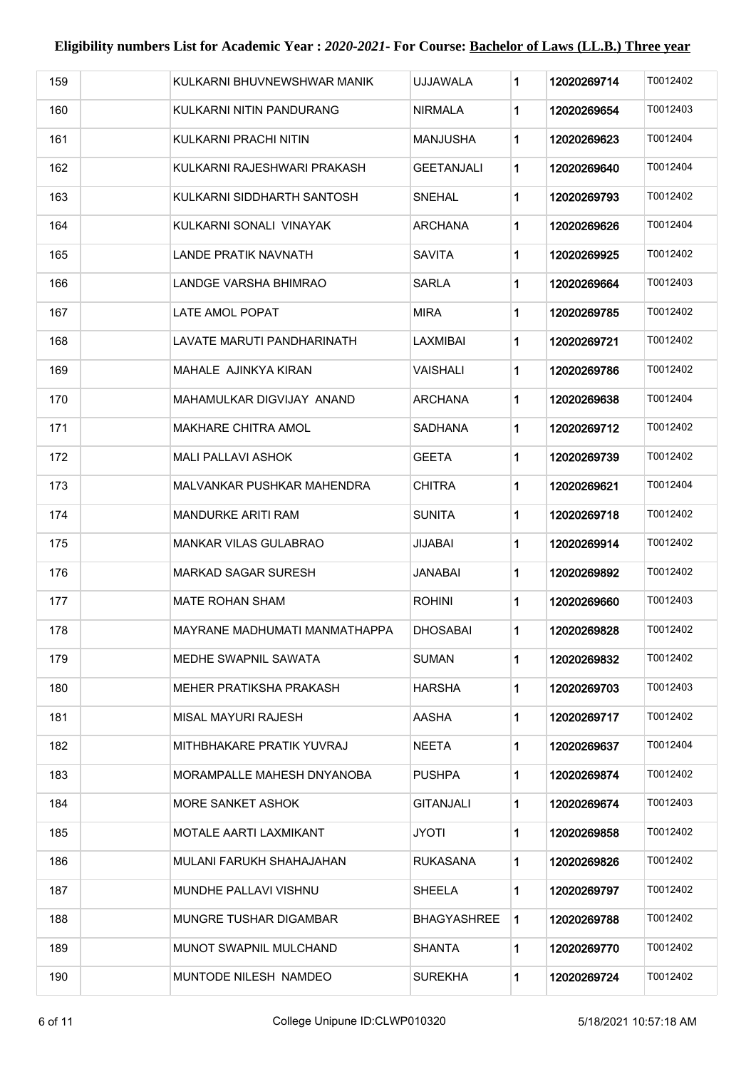**Eligibility numbers List for Academic Year : *2020-2021*- For Course: Bachelor of Laws (LL.B.) Three year**

| | | | | | | |
|---|---|---|---|---|---|---|
| 159 | | KULKARNI BHUVNEWSHWAR MANIK | UJJAWALA | 1 | 12020269714 | T0012402 |
| 160 | | KULKARNI NITIN PANDURANG | NIRMALA | 1 | 12020269654 | T0012403 |
| 161 | | KULKARNI PRACHI NITIN | MANJUSHA | 1 | 12020269623 | T0012404 |
| 162 | | KULKARNI RAJESHWARI PRAKASH | GEETANJALI | 1 | 12020269640 | T0012404 |
| 163 | | KULKARNI SIDDHARTH SANTOSH | SNEHAL | 1 | 12020269793 | T0012402 |
| 164 | | KULKARNI SONALI VINAYAK | ARCHANA | 1 | 12020269626 | T0012404 |
| 165 | | LANDE PRATIK NAVNATH | SAVITA | 1 | 12020269925 | T0012402 |
| 166 | | LANDGE VARSHA BHIMRAO | SARLA | 1 | 12020269664 | T0012403 |
| 167 | | LATE AMOL POPAT | MIRA | 1 | 12020269785 | T0012402 |
| 168 | | LAVATE MARUTI PANDHARINATH | LAXMIBAI | 1 | 12020269721 | T0012402 |
| 169 | | MAHALE AJINKYA KIRAN | VAISHALI | 1 | 12020269786 | T0012402 |
| 170 | | MAHAMULKAR DIGVIJAY ANAND | ARCHANA | 1 | 12020269638 | T0012404 |
| 171 | | MAKHARE CHITRA AMOL | SADHANA | 1 | 12020269712 | T0012402 |
| 172 | | MALI PALLAVI ASHOK | GEETA | 1 | 12020269739 | T0012402 |
| 173 | | MALVANKAR PUSHKAR MAHENDRA | CHITRA | 1 | 12020269621 | T0012404 |
| 174 | | MANDURKE ARITI RAM | SUNITA | 1 | 12020269718 | T0012402 |
| 175 | | MANKAR VILAS GULABRAO | JIJABAI | 1 | 12020269914 | T0012402 |
| 176 | | MARKAD SAGAR SURESH | JANABAI | 1 | 12020269892 | T0012402 |
| 177 | | MATE ROHAN SHAM | ROHINI | 1 | 12020269660 | T0012403 |
| 178 | | MAYRANE MADHUMATI MANMATHAPPA | DHOSABAI | 1 | 12020269828 | T0012402 |
| 179 | | MEDHE SWAPNIL SAWATA | SUMAN | 1 | 12020269832 | T0012402 |
| 180 | | MEHER PRATIKSHA PRAKASH | HARSHA | 1 | 12020269703 | T0012403 |
| 181 | | MISAL MAYURI RAJESH | AASHA | 1 | 12020269717 | T0012402 |
| 182 | | MITHBHAKARE PRATIK YUVRAJ | NEETA | 1 | 12020269637 | T0012404 |
| 183 | | MORAMPALLE MAHESH DNYANOBA | PUSHPA | 1 | 12020269874 | T0012402 |
| 184 | | MORE SANKET ASHOK | GITANJALI | 1 | 12020269674 | T0012403 |
| 185 | | MOTALE AARTI LAXMIKANT | JYOTI | 1 | 12020269858 | T0012402 |
| 186 | | MULANI FARUKH SHAHAJAHAN | RUKASANA | 1 | 12020269826 | T0012402 |
| 187 | | MUNDHE PALLAVI VISHNU | SHEELA | 1 | 12020269797 | T0012402 |
| 188 | | MUNGRE TUSHAR DIGAMBAR | BHAGYASHREE | 1 | 12020269788 | T0012402 |
| 189 | | MUNOT SWAPNIL MULCHAND | SHANTA | 1 | 12020269770 | T0012402 |
| 190 | | MUNTODE NILESH NAMDEO | SUREKHA | 1 | 12020269724 | T0012402 |

College Unipune ID:CLWP010320 5/18/2021 10:57:18 AM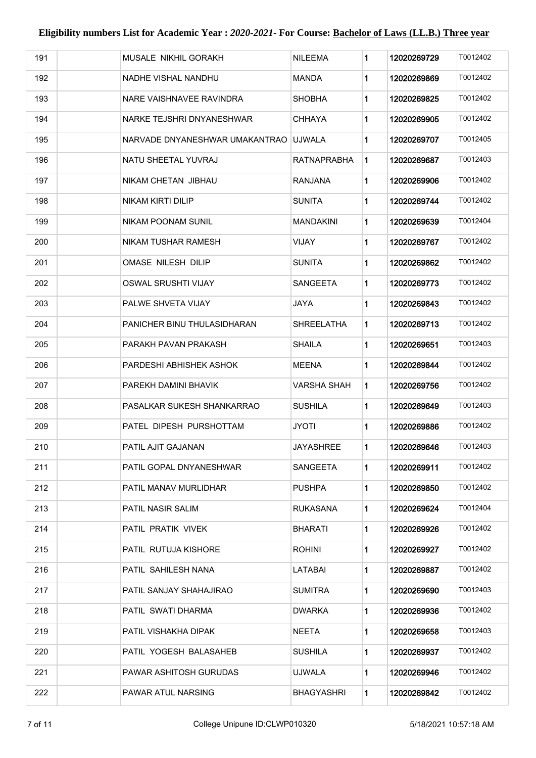**Eligibility numbers List for Academic Year : *2020-2021*- For Course: Bachelor of Laws (LL.B.) Three year**

| | | | | | | |
|---|---|---|---|---|---|---|
| 191 | | MUSALE NIKHIL GORAKH | NILEEMA | 1 | 12020269729 | T0012402 |
| 192 | | NADHE VISHAL NANDHU | MANDA | 1 | 12020269869 | T0012402 |
| 193 | | NARE VAISHNAVEE RAVINDRA | SHOBHA | 1 | 12020269825 | T0012402 |
| 194 | | NARKE TEJSHRI DNYANESHWAR | CHHAYA | 1 | 12020269905 | T0012402 |
| 195 | | NARVADE DNYANESHWAR UMAKANTRAO | UJWALA | 1 | 12020269707 | T0012405 |
| 196 | | NATU SHEETAL YUVRAJ | RATNAPRABHA | 1 | 12020269687 | T0012403 |
| 197 | | NIKAM CHETAN JIBHAU | RANJANA | 1 | 12020269906 | T0012402 |
| 198 | | NIKAM KIRTI DILIP | SUNITA | 1 | 12020269744 | T0012402 |
| 199 | | NIKAM POONAM SUNIL | MANDAKINI | 1 | 12020269639 | T0012404 |
| 200 | | NIKAM TUSHAR RAMESH | VIJAY | 1 | 12020269767 | T0012402 |
| 201 | | OMASE NILESH DILIP | SUNITA | 1 | 12020269862 | T0012402 |
| 202 | | OSWAL SRUSHTI VIJAY | SANGEETA | 1 | 12020269773 | T0012402 |
| 203 | | PALWE SHVETA VIJAY | JAYA | 1 | 12020269843 | T0012402 |
| 204 | | PANICHER BINU THULASIDHARAN | SHREELATHA | 1 | 12020269713 | T0012402 |
| 205 | | PARAKH PAVAN PRAKASH | SHAILA | 1 | 12020269651 | T0012403 |
| 206 | | PARDESHI ABHISHEK ASHOK | MEENA | 1 | 12020269844 | T0012402 |
| 207 | | PAREKH DAMINI BHAVIK | VARSHA SHAH | 1 | 12020269756 | T0012402 |
| 208 | | PASALKAR SUKESH SHANKARRAO | SUSHILA | 1 | 12020269649 | T0012403 |
| 209 | | PATEL DIPESH PURSHOTTAM | JYOTI | 1 | 12020269886 | T0012402 |
| 210 | | PATIL AJIT GAJANAN | JAYASHREE | 1 | 12020269646 | T0012403 |
| 211 | | PATIL GOPAL DNYANESHWAR | SANGEETA | 1 | 12020269911 | T0012402 |
| 212 | | PATIL MANAV MURLIDHAR | PUSHPA | 1 | 12020269850 | T0012402 |
| 213 | | PATIL NASIR SALIM | RUKASANA | 1 | 12020269624 | T0012404 |
| 214 | | PATIL PRATIK VIVEK | BHARATI | 1 | 12020269926 | T0012402 |
| 215 | | PATIL RUTUJA KISHORE | ROHINI | 1 | 12020269927 | T0012402 |
| 216 | | PATIL SAHILESH NANA | LATABAI | 1 | 12020269887 | T0012402 |
| 217 | | PATIL SANJAY SHAHAJIRAO | SUMITRA | 1 | 12020269690 | T0012403 |
| 218 | | PATIL SWATI DHARMA | DWARKA | 1 | 12020269936 | T0012402 |
| 219 | | PATIL VISHAKHA DIPAK | NEETA | 1 | 12020269658 | T0012403 |
| 220 | | PATIL YOGESH BALASAHEB | SUSHILA | 1 | 12020269937 | T0012402 |
| 221 | | PAWAR ASHITOSH GURUDAS | UJWALA | 1 | 12020269946 | T0012402 |
| 222 | | PAWAR ATUL NARSING | BHAGYASHRI | 1 | 12020269842 | T0012402 |

College Unipune ID:CLWP010320 5/18/2021 10:57:18 AM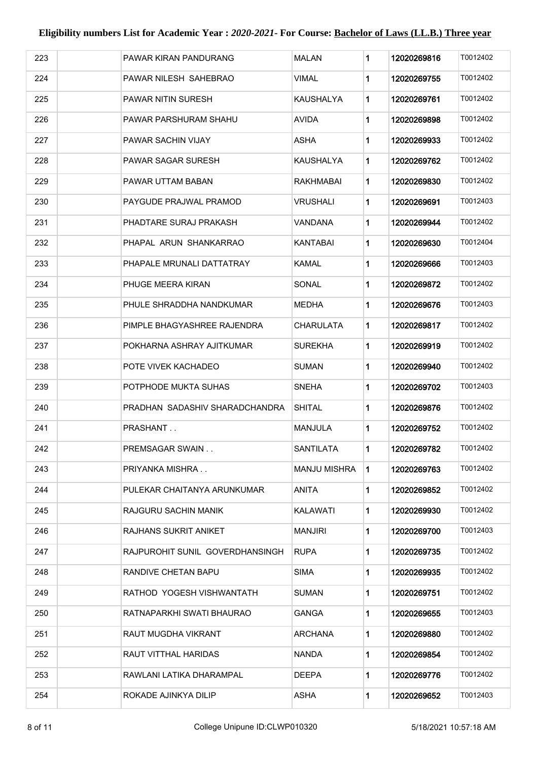# Eligibility numbers List for Academic Year : *2020-2021*- For Course: Bachelor of Laws (LL.B.) Three year

| | | | | | | |
|---|---|---|---|---|---|---|
| 223 | | PAWAR KIRAN PANDURANG | MALAN | 1 | 12020269816 | T0012402 |
| 224 | | PAWAR NILESH SAHEBRAO | VIMAL | 1 | 12020269755 | T0012402 |
| 225 | | PAWAR NITIN SURESH | KAUSHALYA | 1 | 12020269761 | T0012402 |
| 226 | | PAWAR PARSHURAM SHAHU | AVIDA | 1 | 12020269898 | T0012402 |
| 227 | | PAWAR SACHIN VIJAY | ASHA | 1 | 12020269933 | T0012402 |
| 228 | | PAWAR SAGAR SURESH | KAUSHALYA | 1 | 12020269762 | T0012402 |
| 229 | | PAWAR UTTAM BABAN | RAKHMABAI | 1 | 12020269830 | T0012402 |
| 230 | | PAYGUDE PRAJWAL PRAMOD | VRUSHALI | 1 | 12020269691 | T0012403 |
| 231 | | PHADTARE SURAJ PRAKASH | VANDANA | 1 | 12020269944 | T0012402 |
| 232 | | PHAPAL ARUN SHANKARRAO | KANTABAI | 1 | 12020269630 | T0012404 |
| 233 | | PHAPALE MRUNALI DATTATRAY | KAMAL | 1 | 12020269666 | T0012403 |
| 234 | | PHUGE MEERA KIRAN | SONAL | 1 | 12020269872 | T0012402 |
| 235 | | PHULE SHRADDHA NANDKUMAR | MEDHA | 1 | 12020269676 | T0012403 |
| 236 | | PIMPLE BHAGYASHREE RAJENDRA | CHARULATA | 1 | 12020269817 | T0012402 |
| 237 | | POKHARNA ASHRAY AJITKUMAR | SUREKHA | 1 | 12020269919 | T0012402 |
| 238 | | POTE VIVEK KACHADEO | SUMAN | 1 | 12020269940 | T0012402 |
| 239 | | POTPHODE MUKTA SUHAS | SNEHA | 1 | 12020269702 | T0012403 |
| 240 | | PRADHAN SADASHIV SHARADCHANDRA | SHITAL | 1 | 12020269876 | T0012402 |
| 241 | | PRASHANT . . | MANJULA | 1 | 12020269752 | T0012402 |
| 242 | | PREMSAGAR SWAIN . . | SANTILATA | 1 | 12020269782 | T0012402 |
| 243 | | PRIYANKA MISHRA . . | MANJU MISHRA | 1 | 12020269763 | T0012402 |
| 244 | | PULEKAR CHAITANYA ARUNKUMAR | ANITA | 1 | 12020269852 | T0012402 |
| 245 | | RAJGURU SACHIN MANIK | KALAWATI | 1 | 12020269930 | T0012402 |
| 246 | | RAJHANS SUKRIT ANIKET | MANJIRI | 1 | 12020269700 | T0012403 |
| 247 | | RAJPUROHIT SUNIL GOVERDHANSINGH | RUPA | 1 | 12020269735 | T0012402 |
| 248 | | RANDIVE CHETAN BAPU | SIMA | 1 | 12020269935 | T0012402 |
| 249 | | RATHOD YOGESH VISHWANTATH | SUMAN | 1 | 12020269751 | T0012402 |
| 250 | | RATNAPARKHI SWATI BHAURAO | GANGA | 1 | 12020269655 | T0012403 |
| 251 | | RAUT MUGDHA VIKRANT | ARCHANA | 1 | 12020269880 | T0012402 |
| 252 | | RAUT VITTHAL HARIDAS | NANDA | 1 | 12020269854 | T0012402 |
| 253 | | RAWLANI LATIKA DHARAMPAL | DEEPA | 1 | 12020269776 | T0012402 |
| 254 | | ROKADE AJINKYA DILIP | ASHA | 1 | 12020269652 | T0012403 |

College Unipune ID:CLWP010320 5/18/2021 10:57:18 AM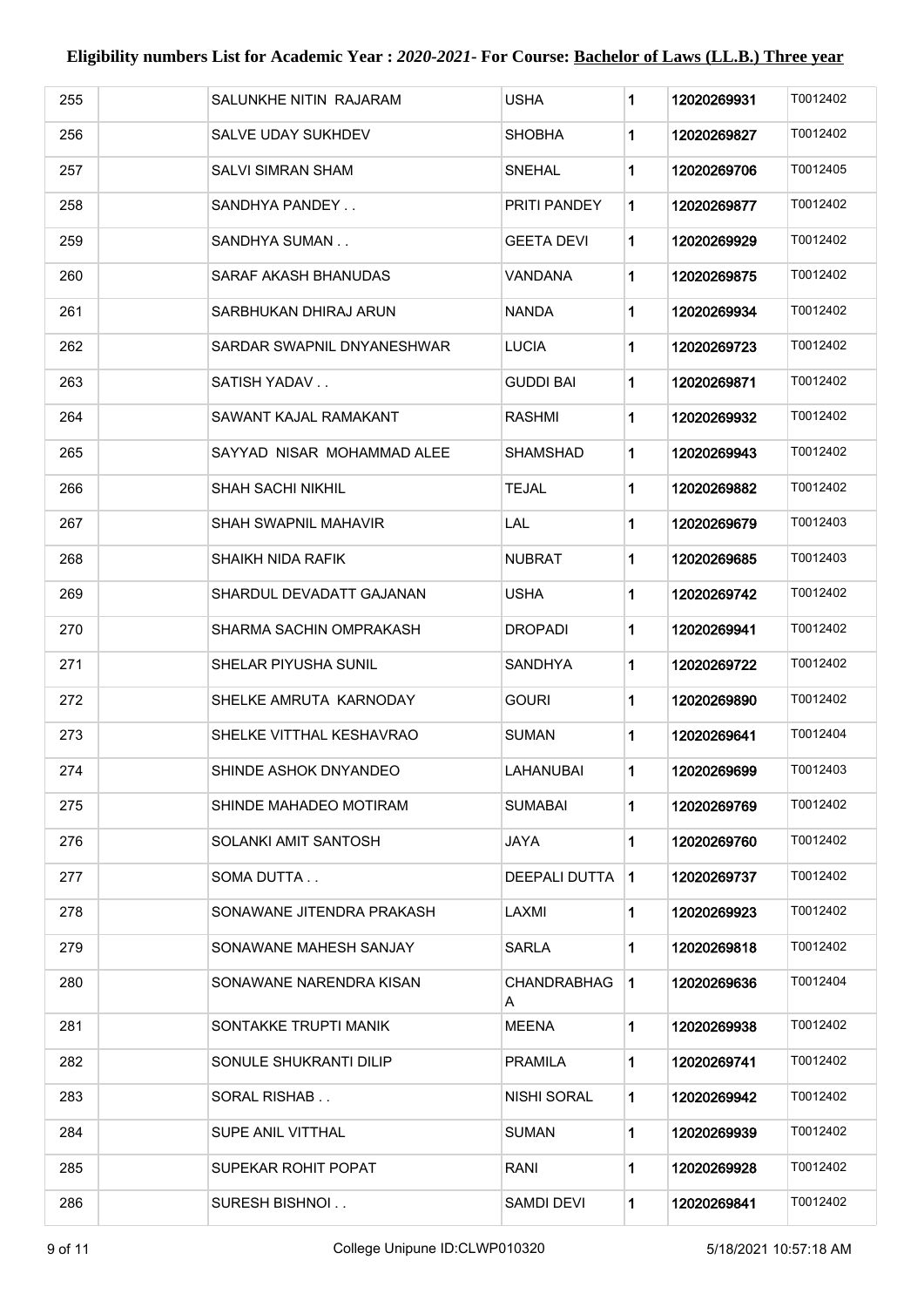# Eligibility numbers List for Academic Year : *2020-2021*- For Course: Bachelor of Laws (LL.B.) Three year

| | | | | | | |
|---|---|---|---|---|---|---|
| 255 | | SALUNKHE NITIN RAJARAM | USHA | 1 | 12020269931 | T0012402 |
| 256 | | SALVE UDAY SUKHDEV | SHOBHA | 1 | 12020269827 | T0012402 |
| 257 | | SALVI SIMRAN SHAM | SNEHAL | 1 | 12020269706 | T0012405 |
| 258 | | SANDHYA PANDEY . . | PRITI PANDEY | 1 | 12020269877 | T0012402 |
| 259 | | SANDHYA SUMAN . . | GEETA DEVI | 1 | 12020269929 | T0012402 |
| 260 | | SARAF AKASH BHANUDAS | VANDANA | 1 | 12020269875 | T0012402 |
| 261 | | SARBHUKAN DHIRAJ ARUN | NANDA | 1 | 12020269934 | T0012402 |
| 262 | | SARDAR SWAPNIL DNYANESHWAR | LUCIA | 1 | 12020269723 | T0012402 |
| 263 | | SATISH YADAV . . | GUDDI BAI | 1 | 12020269871 | T0012402 |
| 264 | | SAWANT KAJAL RAMAKANT | RASHMI | 1 | 12020269932 | T0012402 |
| 265 | | SAYYAD NISAR MOHAMMAD ALEE | SHAMSHAD | 1 | 12020269943 | T0012402 |
| 266 | | SHAH SACHI NIKHIL | TEJAL | 1 | 12020269882 | T0012402 |
| 267 | | SHAH SWAPNIL MAHAVIR | LAL | 1 | 12020269679 | T0012403 |
| 268 | | SHAIKH NIDA RAFIK | NUBRAT | 1 | 12020269685 | T0012403 |
| 269 | | SHARDUL DEVADATT GAJANAN | USHA | 1 | 12020269742 | T0012402 |
| 270 | | SHARMA SACHIN OMPRAKASH | DROPADI | 1 | 12020269941 | T0012402 |
| 271 | | SHELAR PIYUSHA SUNIL | SANDHYA | 1 | 12020269722 | T0012402 |
| 272 | | SHELKE AMRUTA KARNODAY | GOURI | 1 | 12020269890 | T0012402 |
| 273 | | SHELKE VITTHAL KESHAVRAO | SUMAN | 1 | 12020269641 | T0012404 |
| 274 | | SHINDE ASHOK DNYANDEO | LAHANUBAI | 1 | 12020269699 | T0012403 |
| 275 | | SHINDE MAHADEO MOTIRAM | SUMABAI | 1 | 12020269769 | T0012402 |
| 276 | | SOLANKI AMIT SANTOSH | JAYA | 1 | 12020269760 | T0012402 |
| 277 | | SOMA DUTTA . . | DEEPALI DUTTA | 1 | 12020269737 | T0012402 |
| 278 | | SONAWANE JITENDRA PRAKASH | LAXMI | 1 | 12020269923 | T0012402 |
| 279 | | SONAWANE MAHESH SANJAY | SARLA | 1 | 12020269818 | T0012402 |
| 280 | | SONAWANE NARENDRA KISAN | CHANDRABHAGA | 1 | 12020269636 | T0012404 |
| 281 | | SONTAKKE TRUPTI MANIK | MEENA | 1 | 12020269938 | T0012402 |
| 282 | | SONULE SHUKRANTI DILIP | PRAMILA | 1 | 12020269741 | T0012402 |
| 283 | | SORAL RISHAB . . | NISHI SORAL | 1 | 12020269942 | T0012402 |
| 284 | | SUPE ANIL VITTHAL | SUMAN | 1 | 12020269939 | T0012402 |
| 285 | | SUPEKAR ROHIT POPAT | RANI | 1 | 12020269928 | T0012402 |
| 286 | | SURESH BISHNOI . . | SAMDI DEVI | 1 | 12020269841 | T0012402 |

College Unipune ID:CLWP010320 5/18/2021 10:57:18 AM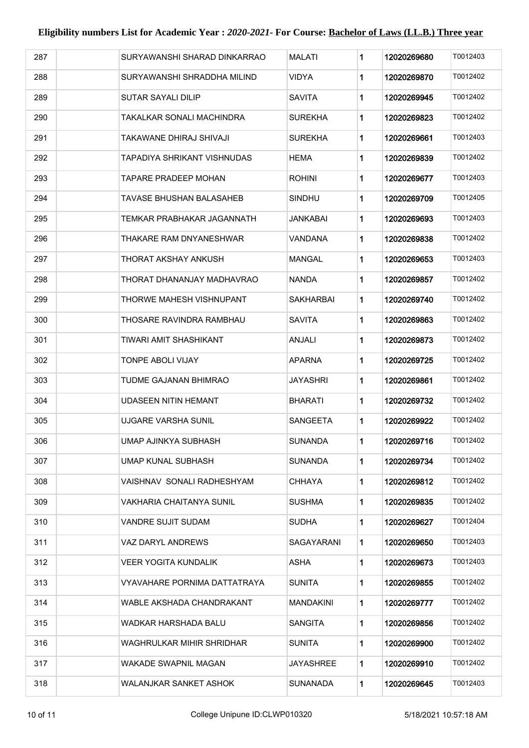# Eligibility numbers List for Academic Year : *2020-2021*- For Course: Bachelor of Laws (LL.B.) Three year

| | | | | | | |
|---|---|---|---|---|---|---|
| 287 | | SURYAWANSHI SHARAD DINKARRAO | MALATI | 1 | 12020269680 | T0012403 |
| 288 | | SURYAWANSHI SHRADDHA MILIND | VIDYA | 1 | 12020269870 | T0012402 |
| 289 | | SUTAR SAYALI DILIP | SAVITA | 1 | 12020269945 | T0012402 |
| 290 | | TAKALKAR SONALI MACHINDRA | SUREKHA | 1 | 12020269823 | T0012402 |
| 291 | | TAKAWANE DHIRAJ SHIVAJI | SUREKHA | 1 | 12020269661 | T0012403 |
| 292 | | TAPADIYA SHRIKANT VISHNUDAS | HEMA | 1 | 12020269839 | T0012402 |
| 293 | | TAPARE PRADEEP MOHAN | ROHINI | 1 | 12020269677 | T0012403 |
| 294 | | TAVASE BHUSHAN BALASAHEB | SINDHU | 1 | 12020269709 | T0012405 |
| 295 | | TEMKAR PRABHAKAR JAGANNATH | JANKABAI | 1 | 12020269693 | T0012403 |
| 296 | | THAKARE RAM DNYANESHWAR | VANDANA | 1 | 12020269838 | T0012402 |
| 297 | | THORAT AKSHAY ANKUSH | MANGAL | 1 | 12020269653 | T0012403 |
| 298 | | THORAT DHANANJAY MADHAVRAO | NANDA | 1 | 12020269857 | T0012402 |
| 299 | | THORWE MAHESH VISHNUPANT | SAKHARBAI | 1 | 12020269740 | T0012402 |
| 300 | | THOSARE RAVINDRA RAMBHAU | SAVITA | 1 | 12020269863 | T0012402 |
| 301 | | TIWARI AMIT SHASHIKANT | ANJALI | 1 | 12020269873 | T0012402 |
| 302 | | TONPE ABOLI VIJAY | APARNA | 1 | 12020269725 | T0012402 |
| 303 | | TUDME GAJANAN BHIMRAO | JAYASHRI | 1 | 12020269861 | T0012402 |
| 304 | | UDASEEN NITIN HEMANT | BHARATI | 1 | 12020269732 | T0012402 |
| 305 | | UJGARE VARSHA SUNIL | SANGEETA | 1 | 12020269922 | T0012402 |
| 306 | | UMAP AJINKYA SUBHASH | SUNANDA | 1 | 12020269716 | T0012402 |
| 307 | | UMAP KUNAL SUBHASH | SUNANDA | 1 | 12020269734 | T0012402 |
| 308 | | VAISHNAV SONALI RADHESHYAM | CHHAYA | 1 | 12020269812 | T0012402 |
| 309 | | VAKHARIA CHAITANYA SUNIL | SUSHMA | 1 | 12020269835 | T0012402 |
| 310 | | VANDRE SUJIT SUDAM | SUDHA | 1 | 12020269627 | T0012404 |
| 311 | | VAZ DARYL ANDREWS | SAGAYARANI | 1 | 12020269650 | T0012403 |
| 312 | | VEER YOGITA KUNDALIK | ASHA | 1 | 12020269673 | T0012403 |
| 313 | | VYAVAHARE PORNIMA DATTATRAYA | SUNITA | 1 | 12020269855 | T0012402 |
| 314 | | WABLE AKSHADA CHANDRAKANT | MANDAKINI | 1 | 12020269777 | T0012402 |
| 315 | | WADKAR HARSHADA BALU | SANGITA | 1 | 12020269856 | T0012402 |
| 316 | | WAGHRULKAR MIHIR SHRIDHAR | SUNITA | 1 | 12020269900 | T0012402 |
| 317 | | WAKADE SWAPNIL MAGAN | JAYASHREE | 1 | 12020269910 | T0012402 |
| 318 | | WALANJKAR SANKET ASHOK | SUNANADA | 1 | 12020269645 | T0012403 |

College Unipune ID:CLWP010320 5/18/2021 10:57:18 AM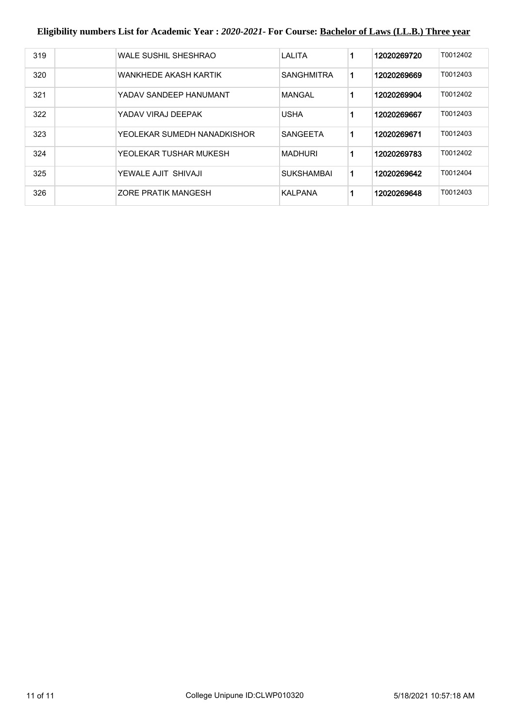**Eligibility numbers List for Academic Year : *2020-2021*- For Course: Bachelor of Laws (LL.B.) Three year**

| | | | | | | |
|---|---|---|---|---|---|---|
| 319 | | WALE SUSHIL SHESHRAO | LALITA | 1 | 12020269720 | T0012402 |
| 320 | | WANKHEDE AKASH KARTIK | SANGHMITRA | 1 | 12020269669 | T0012403 |
| 321 | | YADAV SANDEEP HANUMANT | MANGAL | 1 | 12020269904 | T0012402 |
| 322 | | YADAV VIRAJ DEEPAK | USHA | 1 | 12020269667 | T0012403 |
| 323 | | YEOLEKAR SUMEDH NANADKISHOR | SANGEETA | 1 | 12020269671 | T0012403 |
| 324 | | YEOLEKAR TUSHAR MUKESH | MADHURI | 1 | 12020269783 | T0012402 |
| 325 | | YEWALE AJIT SHIVAJI | SUKSHAMBAI | 1 | 12020269642 | T0012404 |
| 326 | | ZORE PRATIK MANGESH | KALPANA | 1 | 12020269648 | T0012403 |

College Unipune ID:CLWP010320 5/18/2021 10:57:18 AM